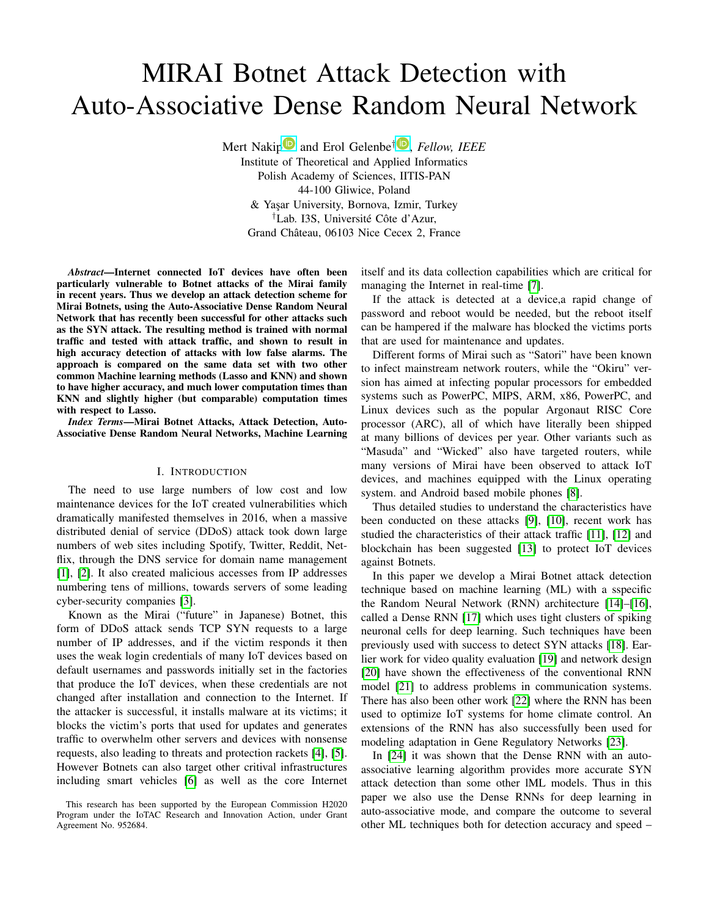# MIRAI Botnet Attack Detection with Auto-Associative Dense Random Neural Network

Mert Nakip and Erol Gelenbe[†], *Fellow, IEEE*
Institute of Theoretical and Applied Informatics
Polish Academy of Sciences, IITIS-PAN
44-100 Gliwice, Poland
& Yaşar University, Bornova, Izmir, Turkey
[†]Lab. I3S, Université Côte d'Azur,
Grand Château, 06103 Nice Cecex 2, France

***Abstract*—Internet connected IoT devices have often been particularly vulnerable to Botnet attacks of the Mirai family in recent years. Thus we develop an attack detection scheme for Mirai Botnets, using the Auto-Associative Dense Random Neural Network that has recently been successful for other attacks such as the SYN attack. The resulting method is trained with normal traffic and tested with attack traffic, and shown to result in high accuracy detection of attacks with low false alarms. The approach is compared on the same data set with two other common Machine learning methods (Lasso and KNN) and shown to have higher accuracy, and much lower computation times than KNN and slightly higher (but comparable) computation times with respect to Lasso.**

***Index Terms*—Mirai Botnet Attacks, Attack Detection, Auto-Associative Dense Random Neural Networks, Machine Learning**

## I. Introduction

The need to use large numbers of low cost and low maintenance devices for the IoT created vulnerabilities which dramatically manifested themselves in 2016, when a massive distributed denial of service (DDoS) attack took down large numbers of web sites including Spotify, Twitter, Reddit, Netflix, through the DNS service for domain name management [1], [2]. It also created malicious accesses from IP addresses numbering tens of millions, towards servers of some leading cyber-security companies [3].

Known as the Mirai ("future" in Japanese) Botnet, this form of DDoS attack sends TCP SYN requests to a large number of IP addresses, and if the victim responds it then uses the weak login credentials of many IoT devices based on default usernames and passwords initially set in the factories that produce the IoT devices, when these credentials are not changed after installation and connection to the Internet. If the attacker is successful, it installs malware at its victims; it blocks the victim's ports that used for updates and generates traffic to overwhelm other servers and devices with nonsense requests, also leading to threats and protection rackets [4], [5]. However Botnets can also target other critival infrastructures including smart vehicles [6] as well as the core Internet itself and its data collection capabilities which are critical for managing the Internet in real-time [7].

If the attack is detected at a device,a rapid change of password and reboot would be needed, but the reboot itself can be hampered if the malware has blocked the victims ports that are used for maintenance and updates.

Different forms of Mirai such as "Satori" have been known to infect mainstream network routers, while the "Okiru" version has aimed at infecting popular processors for embedded systems such as PowerPC, MIPS, ARM, x86, PowerPC, and Linux devices such as the popular Argonaut RISC Core processor (ARC), all of which have literally been shipped at many billions of devices per year. Other variants such as "Masuda" and "Wicked" also have targeted routers, while many versions of Mirai have been observed to attack IoT devices, and machines equipped with the Linux operating system. and Android based mobile phones [8].

Thus detailed studies to understand the characteristics have been conducted on these attacks [9], [10], recent work has studied the characteristics of their attack traffic [11], [12] and blockchain has been suggested [13] to protect IoT devices against Botnets.

In this paper we develop a Mirai Botnet attack detection technique based on machine learning (ML) with a sspecific the Random Neural Network (RNN) architecture [14]–[16], called a Dense RNN [17] which uses tight clusters of spiking neuronal cells for deep learning. Such techniques have been previously used with success to detect SYN attacks [18]. Earlier work for video quality evaluation [19] and network design [20] have shown the effectiveness of the conventional RNN model [21] to address problems in communication systems. There has also been other work [22] where the RNN has been used to optimize IoT systems for home climate control. An extensions of the RNN has also successfully been used for modeling adaptation in Gene Regulatory Networks [23].

In [24] it was shown that the Dense RNN with an auto-associative learning algorithm provides more accurate SYN attack detection than some other lML models. Thus in this paper we also use the Dense RNNs for deep learning in auto-associative mode, and compare the outcome to several other ML techniques both for detection accuracy and speed –

This research has been supported by the European Commission H2020 Program under the IoTAC Research and Innovation Action, under Grant Agreement No. 952684.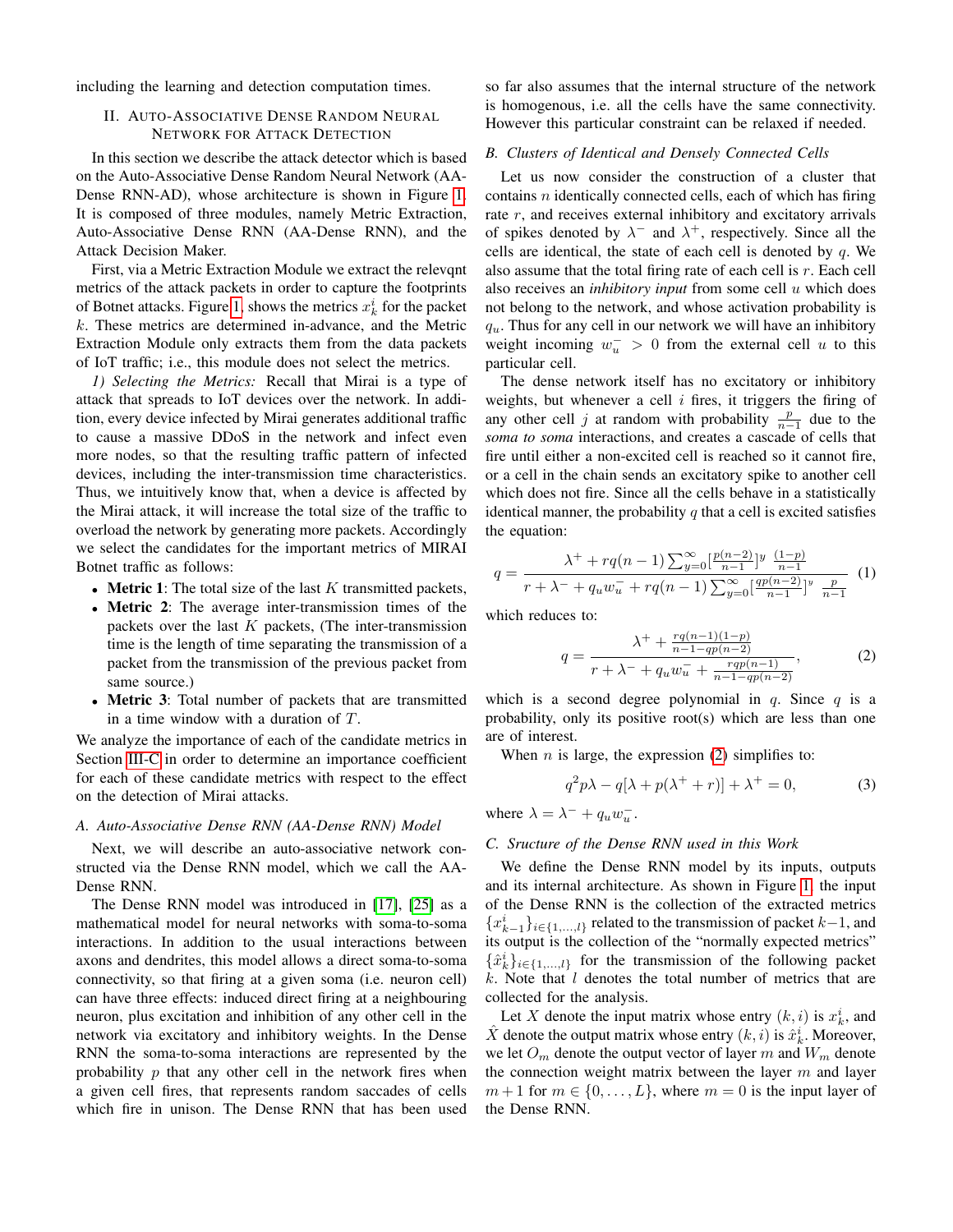including the learning and detection computation times.

## II. Auto-Associative Dense Random Neural Network for Attack Detection

In this section we describe the attack detector which is based on the Auto-Associative Dense Random Neural Network (AA-Dense RNN-AD), whose architecture is shown in Figure 1. It is composed of three modules, namely Metric Extraction, Auto-Associative Dense RNN (AA-Dense RNN), and the Attack Decision Maker.

First, via a Metric Extraction Module we extract the relevqnt metrics of the attack packets in order to capture the footprints of Botnet attacks. Figure 1, shows the metrics $x_k^i$ for the packet $k$. These metrics are determined in-advance, and the Metric Extraction Module only extracts them from the data packets of IoT traffic; i.e., this module does not select the metrics.

*1) Selecting the Metrics:* Recall that Mirai is a type of attack that spreads to IoT devices over the network. In addition, every device infected by Mirai generates additional traffic to cause a massive DDoS in the network and infect even more nodes, so that the resulting traffic pattern of infected devices, including the inter-transmission time characteristics. Thus, we intuitively know that, when a device is affected by the Mirai attack, it will increase the total size of the traffic to overload the network by generating more packets. Accordingly we select the candidates for the important metrics of MIRAI Botnet traffic as follows:

- **Metric 1**: The total size of the last $K$ transmitted packets,
- **Metric 2**: The average inter-transmission times of the packets over the last $K$ packets, (The inter-transmission time is the length of time separating the transmission of a packet from the transmission of the previous packet from same source.)
- **Metric 3**: Total number of packets that are transmitted in a time window with a duration of $T$.

We analyze the importance of each of the candidate metrics in Section III-C in order to determine an importance coefficient for each of these candidate metrics with respect to the effect on the detection of Mirai attacks.

### A. Auto-Associative Dense RNN (AA-Dense RNN) Model

Next, we will describe an auto-associative network constructed via the Dense RNN model, which we call the AA-Dense RNN.

The Dense RNN model was introduced in [17], [25] as a mathematical model for neural networks with soma-to-soma interactions. In addition to the usual interactions between axons and dendrites, this model allows a direct soma-to-soma connectivity, so that firing at a given soma (i.e. neuron cell) can have three effects: induced direct firing at a neighbouring neuron, plus excitation and inhibition of any other cell in the network via excitatory and inhibitory weights. In the Dense RNN the soma-to-soma interactions are represented by the probability $p$ that any other cell in the network fires when a given cell fires, that represents random saccades of cells which fire in unison. The Dense RNN that has been used so far also assumes that the internal structure of the network is homogenous, i.e. all the cells have the same connectivity. However this particular constraint can be relaxed if needed.

### B. Clusters of Identical and Densely Connected Cells

Let us now consider the construction of a cluster that contains $n$ identically connected cells, each of which has firing rate $r$, and receives external inhibitory and excitatory arrivals of spikes denoted by $\lambda^-$ and $\lambda^+$, respectively. Since all the cells are identical, the state of each cell is denoted by $q$. We also assume that the total firing rate of each cell is $r$. Each cell also receives an *inhibitory input* from some cell $u$ which does not belong to the network, and whose activation probability is $q_u$. Thus for any cell in our network we will have an inhibitory weight incoming $w_u^- > 0$ from the external cell $u$ to this particular cell.

The dense network itself has no excitatory or inhibitory weights, but whenever a cell $i$ fires, it triggers the firing of any other cell $j$ at random with probability $\frac{p}{n-1}$ due to the *soma to soma* interactions, and creates a cascade of cells that fire until either a non-excited cell is reached so it cannot fire, or a cell in the chain sends an excitatory spike to another cell which does not fire. Since all the cells behave in a statistically identical manner, the probability $q$ that a cell is excited satisfies the equation:

$$q = \frac{\lambda^+ + rq(n-1)\sum_{y=0}^{\infty}[\frac{p(n-2)}{n-1}]^y \ \frac{(1-p)}{n-1}}{r + \lambda^- + q_u w_u^- + rq(n-1)\sum_{y=0}^{\infty}[\frac{qp(n-2)}{n-1}]^y \ \frac{p}{n-1}} \quad (1)$$

which reduces to:

$$q = \frac{\lambda^+ + \frac{rq(n-1)(1-p)}{n-1-qp(n-2)}}{r + \lambda^- + q_u w_u^- + \frac{rqp(n-1)}{n-1-qp(n-2)}}, \quad (2)$$

which is a second degree polynomial in $q$. Since $q$ is a probability, only its positive root(s) which are less than one are of interest.

When $n$ is large, the expression (2) simplifies to:

$$q^2 p\lambda - q[\lambda + p(\lambda^+ + r)] + \lambda^+ = 0, \quad (3)$$

where $\lambda = \lambda^- + q_u w_u^-$.

### C. Sructure of the Dense RNN used in this Work

We define the Dense RNN model by its inputs, outputs and its internal architecture. As shown in Figure 1, the input of the Dense RNN is the collection of the extracted metrics $\{x_{k-1}^i\}_{i\in\{1,\dots,l\}}$ related to the transmission of packet $k-1$, and its output is the collection of the "normally expected metrics" $\{\hat{x}_k^i\}_{i\in\{1,\dots,l\}}$ for the transmission of the following packet $k$. Note that $l$ denotes the total number of metrics that are collected for the analysis.

Let $X$ denote the input matrix whose entry $(k,i)$ is $x_k^i$, and $\hat{X}$ denote the output matrix whose entry $(k,i)$ is $\hat{x}_k^i$. Moreover, we let $O_m$ denote the output vector of layer $m$ and $W_m$ denote the connection weight matrix between the layer $m$ and layer $m+1$ for $m \in \{0,\dots,L\}$, where $m=0$ is the input layer of the Dense RNN.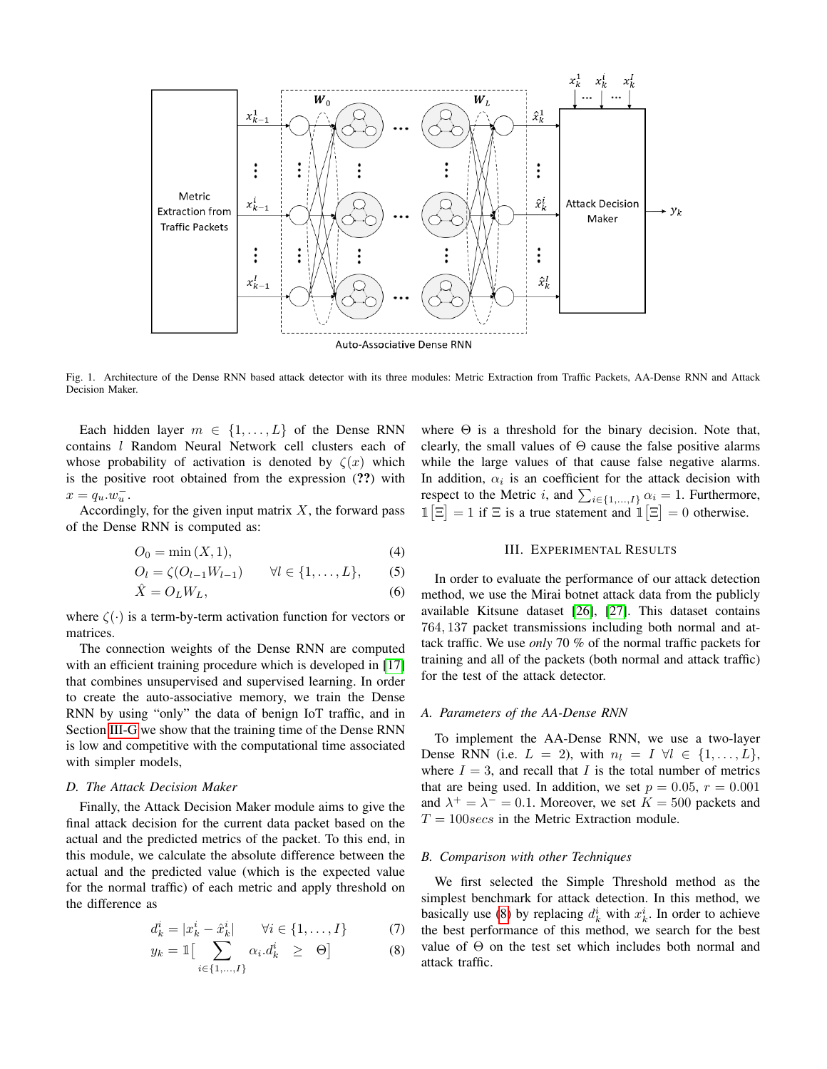Fig. 1. Architecture of the Dense RNN based attack detector with its three modules: Metric Extraction from Traffic Packets, AA-Dense RNN and Attack Decision Maker.

Each hidden layer $m \in \{1, \dots, L\}$ of the Dense RNN contains $l$ Random Neural Network cell clusters each of whose probability of activation is denoted by $\zeta(x)$ which is the positive root obtained from the expression (??) with $x = q_u.w_u^-$.

Accordingly, for the given input matrix $X$, the forward pass of the Dense RNN is computed as:

$$O_0 = \min(X, 1), \tag{4}$$

$$O_l = \zeta(O_{l-1}W_{l-1}) \qquad \forall l \in \{1, \dots, L\}, \tag{5}$$

$$\hat{X} = O_L W_L, \tag{6}$$

where $\zeta(\cdot)$ is a term-by-term activation function for vectors or matrices.

The connection weights of the Dense RNN are computed with an efficient training procedure which is developed in [17] that combines unsupervised and supervised learning. In order to create the auto-associative memory, we train the Dense RNN by using "only" the data of benign IoT traffic, and in Section III-G we show that the training time of the Dense RNN is low and competitive with the computational time associated with simpler models,

### D. The Attack Decision Maker

Finally, the Attack Decision Maker module aims to give the final attack decision for the current data packet based on the actual and the predicted metrics of the packet. To this end, in this module, we calculate the absolute difference between the actual and the predicted value (which is the expected value for the normal traffic) of each metric and apply threshold on the difference as

$$d_k^i = |x_k^i - \hat{x}_k^i| \qquad \forall i \in \{1, \dots, I\} \tag{7}$$

$$y_k = \mathbb{1}\Big[\sum_{i \in \{1,\dots,I\}} \alpha_i . d_k^i \quad \geq \quad \Theta\Big] \tag{8}$$

where $\Theta$ is a threshold for the binary decision. Note that, clearly, the small values of $\Theta$ cause the false positive alarms while the large values of that cause false negative alarms. In addition, $\alpha_i$ is an coefficient for the attack decision with respect to the Metric $i$, and $\sum_{i \in \{1,\dots,I\}} \alpha_i = 1$. Furthermore, $\mathbb{1}[\Xi] = 1$ if $\Xi$ is a true statement and $\mathbb{1}[\Xi] = 0$ otherwise.

## III. Experimental Results

In order to evaluate the performance of our attack detection method, we use the Mirai botnet attack data from the publicly available Kitsune dataset [26], [27]. This dataset contains 764,137 packet transmissions including both normal and attack traffic. We use *only* 70 % of the normal traffic packets for training and all of the packets (both normal and attack traffic) for the test of the attack detector.

### A. Parameters of the AA-Dense RNN

To implement the AA-Dense RNN, we use a two-layer Dense RNN (i.e. $L = 2$), with $n_l = I \ \forall l \in \{1, \dots, L\}$, where $I = 3$, and recall that $I$ is the total number of metrics that are being used. In addition, we set $p = 0.05$, $r = 0.001$ and $\lambda^+ = \lambda^- = 0.1$. Moreover, we set $K = 500$ packets and $T = 100secs$ in the Metric Extraction module.

### B. Comparison with other Techniques

We first selected the Simple Threshold method as the simplest benchmark for attack detection. In this method, we basically use (8) by replacing $d_k^i$ with $x_k^i$. In order to achieve the best performance of this method, we search for the best value of $\Theta$ on the test set which includes both normal and attack traffic.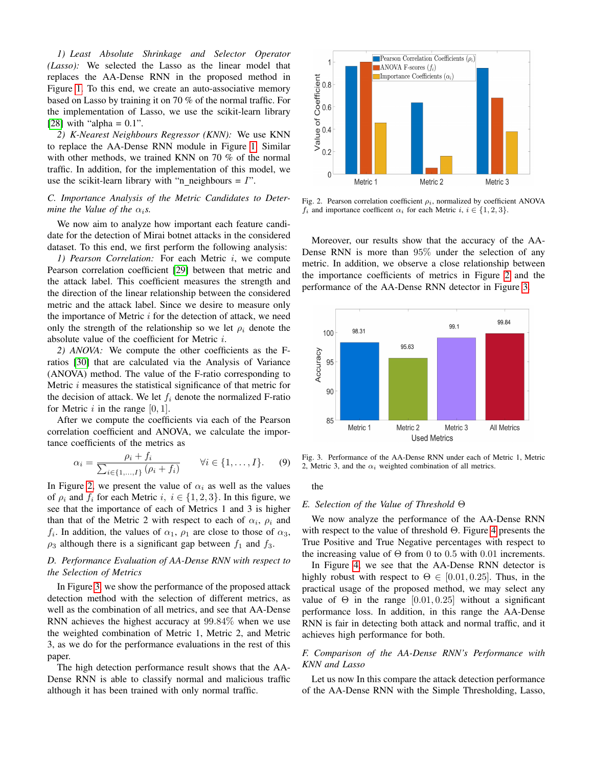*1) Least Absolute Shrinkage and Selector Operator (Lasso):* We selected the Lasso as the linear model that replaces the AA-Dense RNN in the proposed method in Figure 1. To this end, we create an auto-associative memory based on Lasso by training it on 70 % of the normal traffic. For the implementation of Lasso, we use the scikit-learn library [28] with "alpha = 0.1".

*2) K-Nearest Neighbours Regressor (KNN):* We use KNN to replace the AA-Dense RNN module in Figure 1. Similar with other methods, we trained KNN on 70 % of the normal traffic. In addition, for the implementation of this model, we use the scikit-learn library with "n_neighbours = $I$".

### C. Importance Analysis of the Metric Candidates to Determine the Value of the $\alpha_i$s.

We now aim to analyze how important each feature candidate for the detection of Mirai botnet attacks in the considered dataset. To this end, we first perform the following analysis:

*1) Pearson Correlation:* For each Metric $i$, we compute Pearson correlation coefficient [29] between that metric and the attack label. This coefficient measures the strength and the direction of the linear relationship between the considered metric and the attack label. Since we desire to measure only the importance of Metric $i$ for the detection of attack, we need only the strength of the relationship so we let $\rho_i$ denote the absolute value of the coefficient for Metric $i$.

*2) ANOVA:* We compute the other coefficients as the F-ratios [30] that are calculated via the Analysis of Variance (ANOVA) method. The value of the F-ratio corresponding to Metric $i$ measures the statistical significance of that metric for the decision of attack. We let $f_i$ denote the normalized F-ratio for Metric $i$ in the range $[0, 1]$.

After we compute the coefficients via each of the Pearson correlation coefficient and ANOVA, we calculate the importance coefficients of the metrics as

$$\alpha_i = \frac{\rho_i + f_i}{\sum_{i \in \{1,\dots,I\}} (\rho_i + f_i)} \qquad \forall i \in \{1, \dots, I\}. \quad (9)$$

In Figure 2, we present the value of $\alpha_i$ as well as the values of $\rho_i$ and $f_i$ for each Metric $i$, $i \in \{1, 2, 3\}$. In this figure, we see that the importance of each of Metrics 1 and 3 is higher than that of the Metric 2 with respect to each of $\alpha_i$, $\rho_i$ and $f_i$. In addition, the values of $\alpha_1$, $\rho_1$ are close to those of $\alpha_3$, $\rho_3$ although there is a significant gap between $f_1$ and $f_3$.

### D. Performance Evaluation of AA-Dense RNN with respect to the Selection of Metrics

In Figure 3, we show the performance of the proposed attack detection method with the selection of different metrics, as well as the combination of all metrics, and see that AA-Dense RNN achieves the highest accuracy at 99.84% when we use the weighted combination of Metric 1, Metric 2, and Metric 3, as we do for the performance evaluations in the rest of this paper.

The high detection performance result shows that the AA-Dense RNN is able to classify normal and malicious traffic although it has been trained with only normal traffic.

Fig. 2. Pearson correlation coefficient $\rho_i$, normalized by coefficient ANOVA $f_i$ and importance coefficent $\alpha_i$ for each Metric $i$, $i \in \{1, 2, 3\}$.

Moreover, our results show that the accuracy of the AA-Dense RNN is more than 95% under the selection of any metric. In addition, we observe a close relationship between the importance coefficients of metrics in Figure 2 and the performance of the AA-Dense RNN detector in Figure 3.

Fig. 3. Performance of the AA-Dense RNN under each of Metric 1, Metric 2, Metric 3, and the $\alpha_i$ weighted combination of all metrics.

the

### E. Selection of the Value of Threshold $\Theta$

We now analyze the performance of the AA-Dense RNN with respect to the value of threshold $\Theta$. Figure 4 presents the True Positive and True Negative percentages with respect to the increasing value of $\Theta$ from 0 to 0.5 with 0.01 increments.

In Figure 4, we see that the AA-Dense RNN detector is highly robust with respect to $\Theta \in [0.01, 0.25]$. Thus, in the practical usage of the proposed method, we may select any value of $\Theta$ in the range $[0.01, 0.25]$ without a significant performance loss. In addition, in this range the AA-Dense RNN is fair in detecting both attack and normal traffic, and it achieves high performance for both.

### F. Comparison of the AA-Dense RNN's Performance with KNN and Lasso

Let us now In this compare the attack detection performance of the AA-Dense RNN with the Simple Thresholding, Lasso,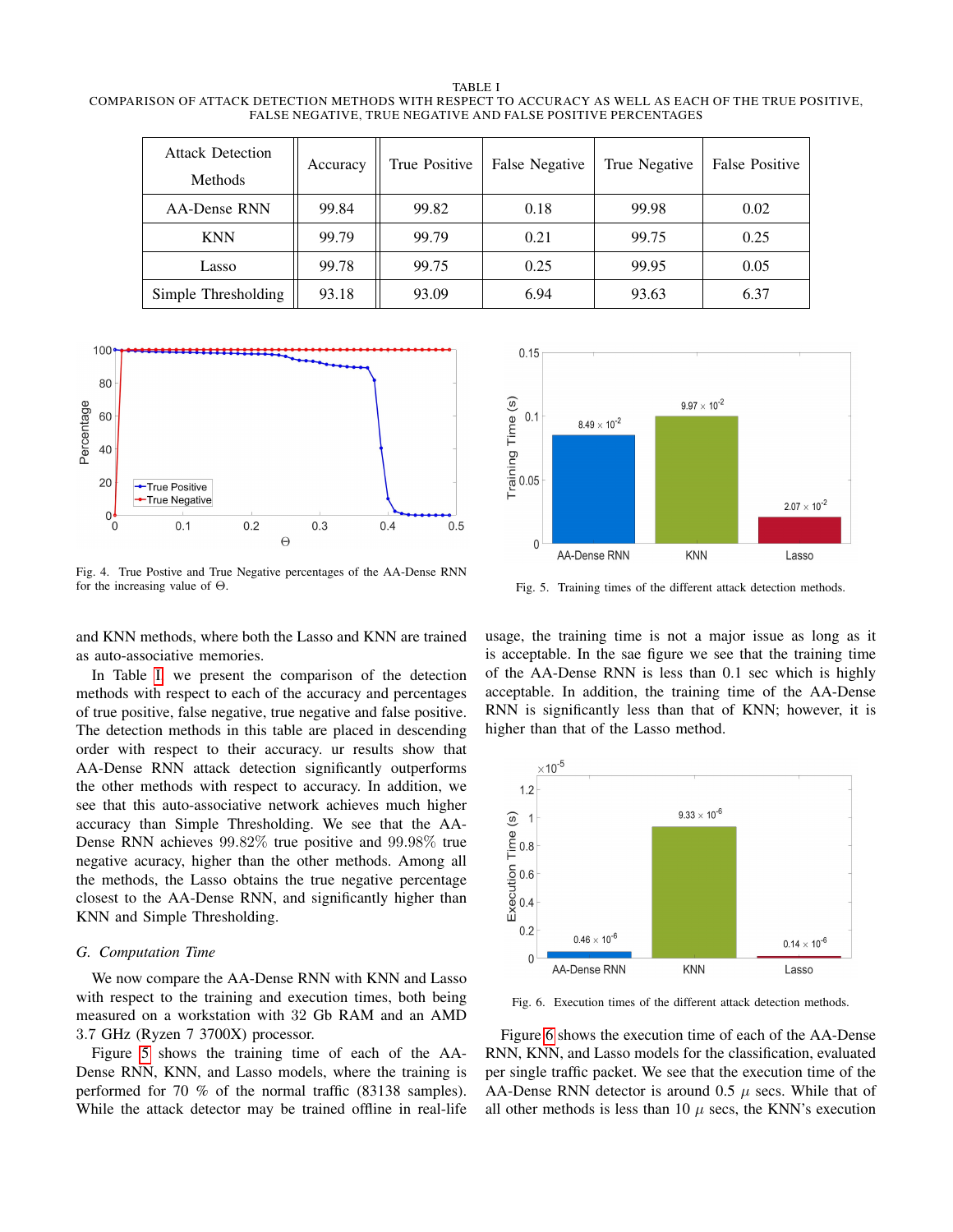TABLE I
COMPARISON OF ATTACK DETECTION METHODS WITH RESPECT TO ACCURACY AS WELL AS EACH OF THE TRUE POSITIVE, FALSE NEGATIVE, TRUE NEGATIVE AND FALSE POSITIVE PERCENTAGES

| Attack Detection Methods | Accuracy | True Positive | False Negative | True Negative | False Positive |
|---|---|---|---|---|---|
| AA-Dense RNN | 99.84 | 99.82 | 0.18 | 99.98 | 0.02 |
| KNN | 99.79 | 99.79 | 0.21 | 99.75 | 0.25 |
| Lasso | 99.78 | 99.75 | 0.25 | 99.95 | 0.05 |
| Simple Thresholding | 93.18 | 93.09 | 6.94 | 93.63 | 6.37 |

Fig. 4. True Postive and True Negative percentages of the AA-Dense RNN for the increasing value of Θ.

Fig. 5. Training times of the different attack detection methods.

and KNN methods, where both the Lasso and KNN are trained as auto-associative memories.

In Table I we present the comparison of the detection methods with respect to accuracy and percentages of true positive, false negative, true negative and false positive. The detection methods in this table are placed in descending order with respect to their accuracy. ur results show that AA-Dense RNN attack detection significantly outperforms the other methods with respect to accuracy. In addition, we see that this auto-associative network achieves much higher accuracy than Simple Thresholding. We see that the AA-Dense RNN achieves $99.82\%$ true positive and $99.98\%$ true negative acuracy, higher than the other methods. Among all the methods, the Lasso obtains the true negative percentage closest to the AA-Dense RNN, and significantly higher than KNN and Simple Thresholding.

### G. Computation Time

We now compare the AA-Dense RNN with KNN and Lasso with respect to the training and execution times, both being measured on a workstation with 32 Gb RAM and an AMD 3.7 GHz (Ryzen 7 3700X) processor.

Figure 5 shows the training time of each of the AA-Dense RNN, KNN, and Lasso models, where the training is performed for 70 % of the normal traffic (83138 samples). While the attack detector may be trained offline in real-life usage, the training time is not a major issue as long as it is acceptable. In the sae figure we see that the training time of the AA-Dense RNN is less than 0.1 sec which is highly acceptable. In addition, the training time of the AA-Dense RNN is significantly less than that of KNN; however, it is higher than that of the Lasso method.

Fig. 6. Execution times of the different attack detection methods.

Figure 6 shows the execution time of each of the AA-Dense RNN, KNN, and Lasso models for the classification, evaluated per single traffic packet. We see that the execution time of the AA-Dense RNN detector is around 0.5 $\mu$ secs. While that of all other methods is less than 10 $\mu$ secs, the KNN's execution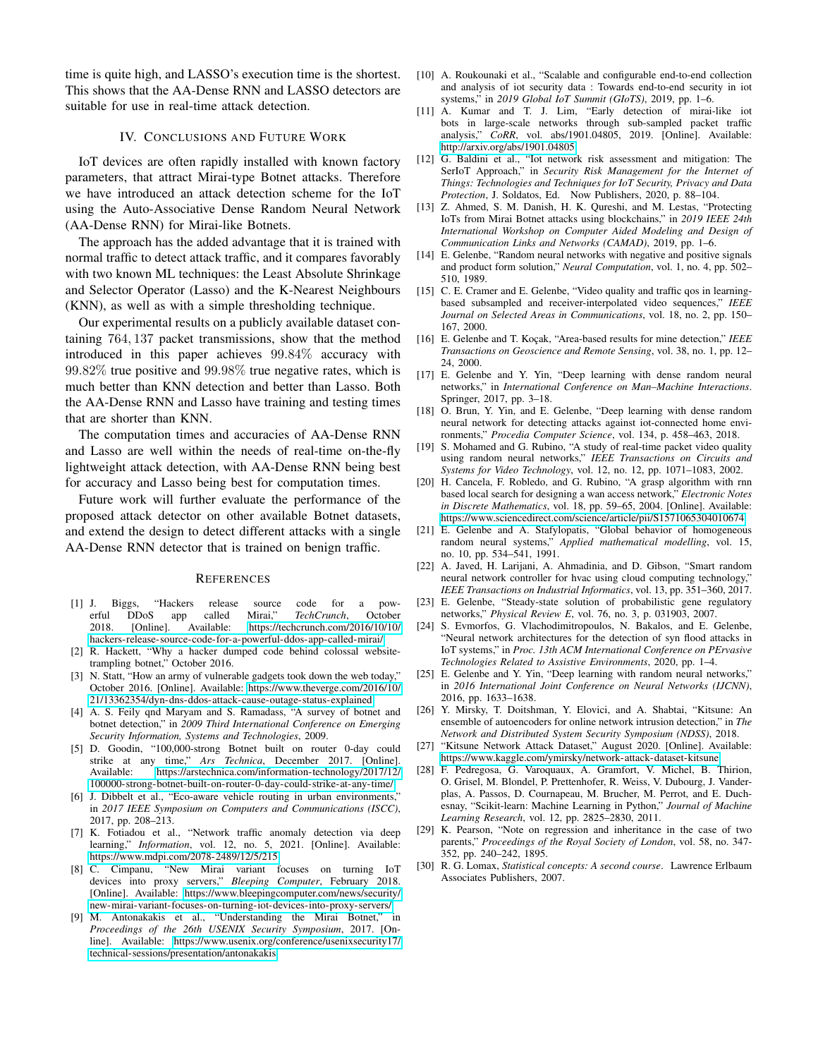time is quite high, and LASSO's execution time is the shortest. This shows that the AA-Dense RNN and LASSO detectors are suitable for use in real-time attack detection.

## IV. Conclusions and Future Work

IoT devices are often rapidly installed with known factory parameters, that attract Mirai-type Botnet attacks. Therefore we have introduced an attack detection scheme for the IoT using the Auto-Associative Dense Random Neural Network (AA-Dense RNN) for Mirai-like Botnets.

The approach has the added advantage that it is trained with normal traffic to detect attack traffic, and it compares favorably with two known ML techniques: the Least Absolute Shrinkage and Selector Operator (Lasso) and the K-Nearest Neighbours (KNN), as well as with a simple thresholding technique.

Our experimental results on a publicly available dataset containing $764,137$ packet transmissions, show that the method introduced in this paper achieves $99.84\%$ accuracy with $99.82\%$ true positive and $99.98\%$ true negative rates, which is much better than KNN detection and better than Lasso. Both the AA-Dense RNN and Lasso have training and testing times that are shorter than KNN.

The computation times and accuracies of AA-Dense RNN and Lasso are well within the needs of real-time on-the-fly lightweight attack detection, with AA-Dense RNN being best for accuracy and Lasso being best for computation times.

Future work will further evaluate the performance of the proposed attack detector on other available Botnet datasets, and extend the design to detect different attacks with a single AA-Dense RNN detector that is trained on benign traffic.

## References

[1] J. Biggs, "Hackers release source code for a powerful DDoS app called Mirai," *TechCrunch*, October 2018. [Online]. Available: https://techcrunch.com/2016/10/10/hackers-release-source-code-for-a-powerful-ddos-app-called-mirai/

[2] R. Hackett, "Why a hacker dumped code behind colossal website-trampling botnet," October 2016.

[3] N. Statt, "How an army of vulnerable gadgets took down the web today," October 2016. [Online]. Available: https://www.theverge.com/2016/10/21/13362354/dyn-dns-ddos-attack-cause-outage-status-explained

[4] A. S. Feily qnd Maryam and S. Ramadass, "A survey of botnet and botnet detection," in *2009 Third International Conference on Emerging Security Information, Systems and Technologies*, 2009.

[5] D. Goodin, "100,000-strong Botnet built on router 0-day could strike at any time," *Ars Technica*, December 2017. [Online]. Available: https://arstechnica.com/information-technology/2017/12/100000-strong-botnet-built-on-router-0-day-could-strike-at-any-time/

[6] J. Dibbelt et al., "Eco-aware vehicle routing in urban environments," in *2017 IEEE Symposium on Computers and Communications (ISCC)*, 2017, pp. 208–213.

[7] K. Fotiadou et al., "Network traffic anomaly detection via deep learning," *Information*, vol. 12, no. 5, 2021. [Online]. Available: https://www.mdpi.com/2078-2489/12/5/215

[8] C. Cimpanu, "New Mirai variant focuses on turning IoT devices into proxy servers," *Bleeping Computer*, February 2018. [Online]. Available: https://www.bleepingcomputer.com/news/security/new-mirai-variant-focuses-on-turning-iot-devices-into-proxy-servers/

[9] M. Antonakakis et al., "Understanding the Mirai Botnet," in *Proceedings of the 26th USENIX Security Symposium*, 2017. [Online]. Available: https://www.usenix.org/conference/usenixsecurity17/technical-sessions/presentation/antonakakis

[10] A. Roukounaki et al., "Scalable and configurable end-to-end collection and analysis of iot security data : Towards end-to-end security in iot systems," in *2019 Global IoT Summit (GIoTS)*, 2019, pp. 1–6.

[11] A. Kumar and T. J. Lim, "Early detection of mirai-like iot bots in large-scale networks through sub-sampled packet traffic analysis," *CoRR*, vol. abs/1901.04805, 2019. [Online]. Available: http://arxiv.org/abs/1901.04805

[12] G. Baldini et al., "Iot network risk assessment and mitigation: The SerIoT Approach," in *Security Risk Management for the Internet of Things: Technologies and Techniques for IoT Security, Privacy and Data Protection*, J. Soldatos, Ed. Now Publishers, 2020, p. 88–104.

[13] Z. Ahmed, S. M. Danish, H. K. Qureshi, and M. Lestas, "Protecting IoTs from Mirai Botnet attacks using blockchains," in *2019 IEEE 24th International Workshop on Computer Aided Modeling and Design of Communication Links and Networks (CAMAD)*, 2019, pp. 1–6.

[14] E. Gelenbe, "Random neural networks with negative and positive signals and product form solution," *Neural Computation*, vol. 1, no. 4, pp. 502–510, 1989.

[15] C. E. Cramer and E. Gelenbe, "Video quality and traffic qos in learning-based subsampled and receiver-interpolated video sequences," *IEEE Journal on Selected Areas in Communications*, vol. 18, no. 2, pp. 150–167, 2000.

[16] E. Gelenbe and T. Koçak, "Area-based results for mine detection," *IEEE Transactions on Geoscience and Remote Sensing*, vol. 38, no. 1, pp. 12–24, 2000.

[17] E. Gelenbe and Y. Yin, "Deep learning with dense random neural networks," in *International Conference on Man–Machine Interactions*. Springer, 2017, pp. 3–18.

[18] O. Brun, Y. Yin, and E. Gelenbe, "Deep learning with dense random neural network for detecting attacks against iot-connected home environments," *Procedia Computer Science*, vol. 134, p. 458–463, 2018.

[19] S. Mohamed and G. Rubino, "A study of real-time packet video quality using random neural networks," *IEEE Transactions on Circuits and Systems for Video Technology*, vol. 12, no. 12, pp. 1071–1083, 2002.

[20] H. Cancela, F. Robledo, and G. Rubino, "A grasp algorithm with rnn based local search for designing a wan access network," *Electronic Notes in Discrete Mathematics*, vol. 18, pp. 59–65, 2004. [Online]. Available: https://www.sciencedirect.com/science/article/pii/S1571065304010674

[21] E. Gelenbe and A. Stafylopatis, "Global behavior of homogeneous random neural systems," *Applied mathematical modelling*, vol. 15, no. 10, pp. 534–541, 1991.

[22] A. Javed, H. Larijani, A. Ahmadinia, and D. Gibson, "Smart random neural network controller for hvac using cloud computing technology," *IEEE Transactions on Industrial Informatics*, vol. 13, pp. 351–360, 2017.

[23] E. Gelenbe, "Steady-state solution of probabilistic gene regulatory networks," *Physical Review E*, vol. 76, no. 3, p. 031903, 2007.

[24] S. Evmorfos, G. Vlachodimitropoulos, N. Bakalos, and E. Gelenbe, "Neural network architectures for the detection of syn flood attacks in IoT systems," in *Proc. 13th ACM International Conference on PErvasive Technologies Related to Assistive Environments*, 2020, pp. 1–4.

[25] E. Gelenbe and Y. Yin, "Deep learning with random neural networks," in *2016 International Joint Conference on Neural Networks (IJCNN)*, 2016, pp. 1633–1638.

[26] Y. Mirsky, T. Doitshman, Y. Elovici, and A. Shabtai, "Kitsune: An ensemble of autoencoders for online network intrusion detection," in *The Network and Distributed System Security Symposium (NDSS)*, 2018.

[27] "Kitsune Network Attack Dataset," August 2020. [Online]. Available: https://www.kaggle.com/ymirsky/network-attack-dataset-kitsune

[28] F. Pedregosa, G. Varoquaux, A. Gramfort, V. Michel, B. Thirion, O. Grisel, M. Blondel, P. Prettenhofer, R. Weiss, V. Dubourg, J. Vanderplas, A. Passos, D. Cournapeau, M. Brucher, M. Perrot, and E. Duchesnay, "Scikit-learn: Machine Learning in Python," *Journal of Machine Learning Research*, vol. 12, pp. 2825–2830, 2011.

[29] K. Pearson, "Note on regression and inheritance in the case of two parents," *Proceedings of the Royal Society of London*, vol. 58, no. 347-352, pp. 240–242, 1895.

[30] R. G. Lomax, *Statistical concepts: A second course*. Lawrence Erlbaum Associates Publishers, 2007.